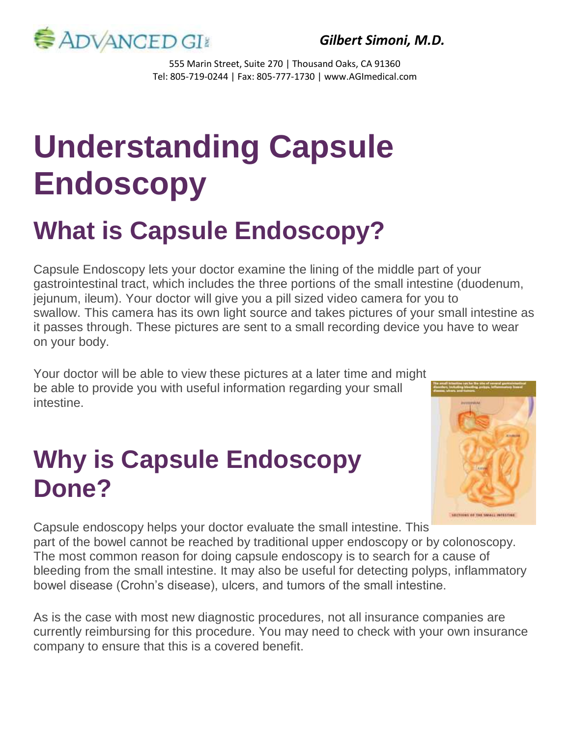**ADVANCED GI**

*Gilbert Simoni, M.D.*

555 Marin Street, Suite 270 | Thousand Oaks, CA 91360
Tel: 805-719-0244 | Fax: 805-777-1730 | www.AGImedical.com

# Understanding Capsule Endoscopy

## What is Capsule Endoscopy?

Capsule Endoscopy lets your doctor examine the lining of the middle part of your gastrointestinal tract, which includes the three portions of the small intestine (duodenum, jejunum, ileum). Your doctor will give you a pill sized video camera for you to swallow. This camera has its own light source and takes pictures of your small intestine as it passes through. These pictures are sent to a small recording device you have to wear on your body.

Your doctor will be able to view these pictures at a later time and might be able to provide you with useful information regarding your small intestine.

## Why is Capsule Endoscopy Done?

Capsule endoscopy helps your doctor evaluate the small intestine. This part of the bowel cannot be reached by traditional upper endoscopy or by colonoscopy. The most common reason for doing capsule endoscopy is to search for a cause of bleeding from the small intestine. It may also be useful for detecting polyps, inflammatory bowel disease (Crohn's disease), ulcers, and tumors of the small intestine.

As is the case with most new diagnostic procedures, not all insurance companies are currently reimbursing for this procedure. You may need to check with your own insurance company to ensure that this is a covered benefit.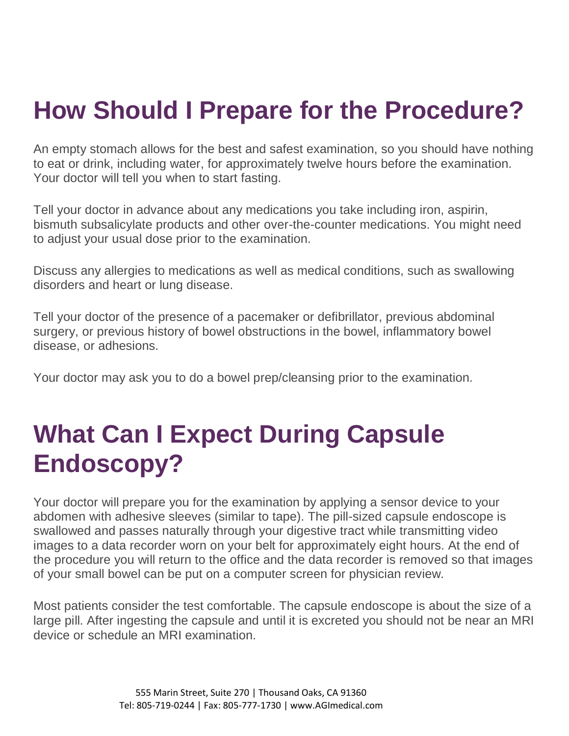# How Should I Prepare for the Procedure?

An empty stomach allows for the best and safest examination, so you should have nothing to eat or drink, including water, for approximately twelve hours before the examination. Your doctor will tell you when to start fasting.

Tell your doctor in advance about any medications you take including iron, aspirin, bismuth subsalicylate products and other over-the-counter medications. You might need to adjust your usual dose prior to the examination.

Discuss any allergies to medications as well as medical conditions, such as swallowing disorders and heart or lung disease.

Tell your doctor of the presence of a pacemaker or defibrillator, previous abdominal surgery, or previous history of bowel obstructions in the bowel, inflammatory bowel disease, or adhesions.

Your doctor may ask you to do a bowel prep/cleansing prior to the examination.

# What Can I Expect During Capsule Endoscopy?

Your doctor will prepare you for the examination by applying a sensor device to your abdomen with adhesive sleeves (similar to tape). The pill-sized capsule endoscope is swallowed and passes naturally through your digestive tract while transmitting video images to a data recorder worn on your belt for approximately eight hours. At the end of the procedure you will return to the office and the data recorder is removed so that images of your small bowel can be put on a computer screen for physician review.

Most patients consider the test comfortable. The capsule endoscope is about the size of a large pill. After ingesting the capsule and until it is excreted you should not be near an MRI device or schedule an MRI examination.

555 Marin Street, Suite 270 | Thousand Oaks, CA 91360
Tel: 805-719-0244 | Fax: 805-777-1730 | www.AGImedical.com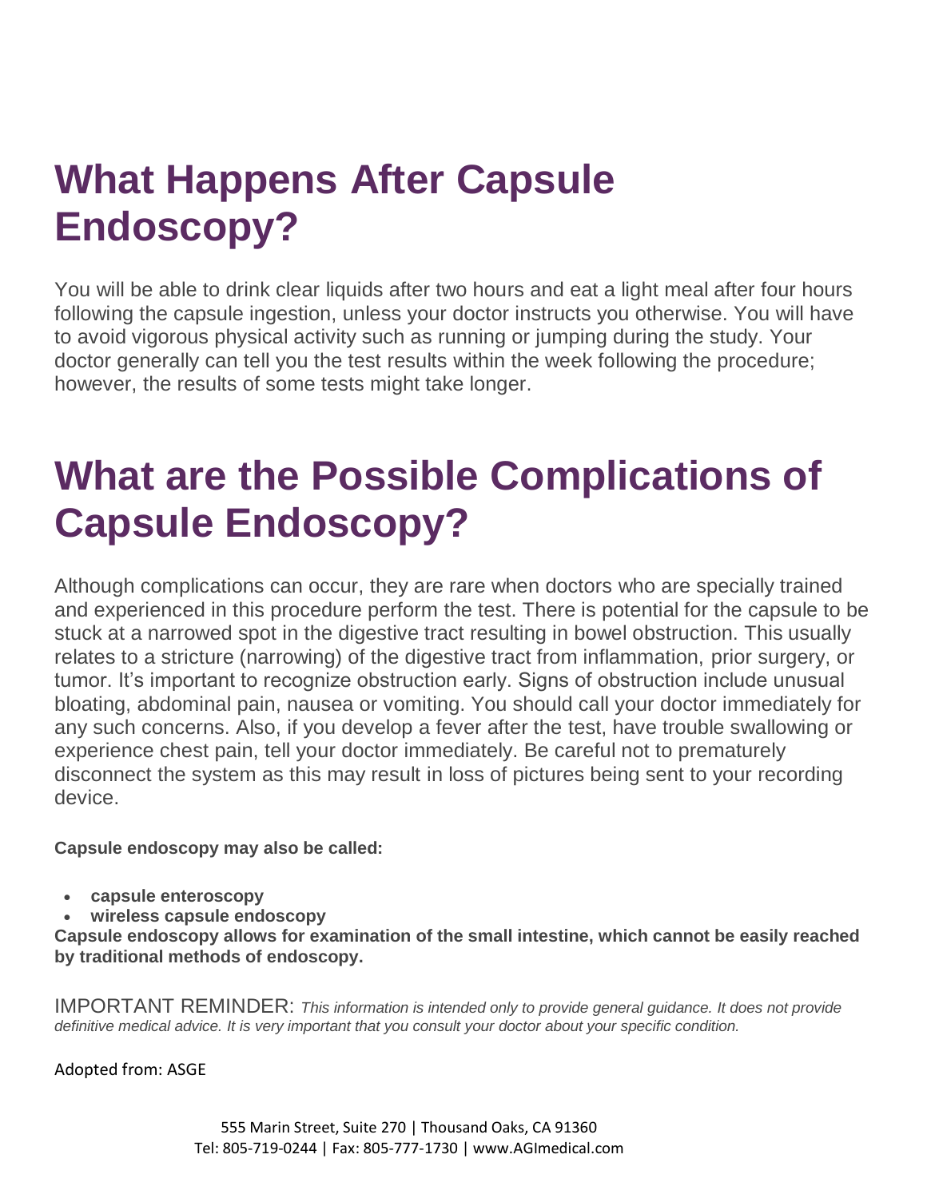# What Happens After Capsule Endoscopy?

You will be able to drink clear liquids after two hours and eat a light meal after four hours following the capsule ingestion, unless your doctor instructs you otherwise. You will have to avoid vigorous physical activity such as running or jumping during the study. Your doctor generally can tell you the test results within the week following the procedure; however, the results of some tests might take longer.

# What are the Possible Complications of Capsule Endoscopy?

Although complications can occur, they are rare when doctors who are specially trained and experienced in this procedure perform the test. There is potential for the capsule to be stuck at a narrowed spot in the digestive tract resulting in bowel obstruction. This usually relates to a stricture (narrowing) of the digestive tract from inflammation, prior surgery, or tumor. It's important to recognize obstruction early. Signs of obstruction include unusual bloating, abdominal pain, nausea or vomiting. You should call your doctor immediately for any such concerns. Also, if you develop a fever after the test, have trouble swallowing or experience chest pain, tell your doctor immediately. Be careful not to prematurely disconnect the system as this may result in loss of pictures being sent to your recording device.

**Capsule endoscopy may also be called:**

- **capsule enteroscopy**
- **wireless capsule endoscopy**

**Capsule endoscopy allows for examination of the small intestine, which cannot be easily reached by traditional methods of endoscopy.**

IMPORTANT REMINDER: *This information is intended only to provide general guidance. It does not provide definitive medical advice. It is very important that you consult your doctor about your specific condition.*

Adopted from: ASGE

555 Marin Street, Suite 270 | Thousand Oaks, CA 91360
Tel: 805-719-0244 | Fax: 805-777-1730 | www.AGImedical.com